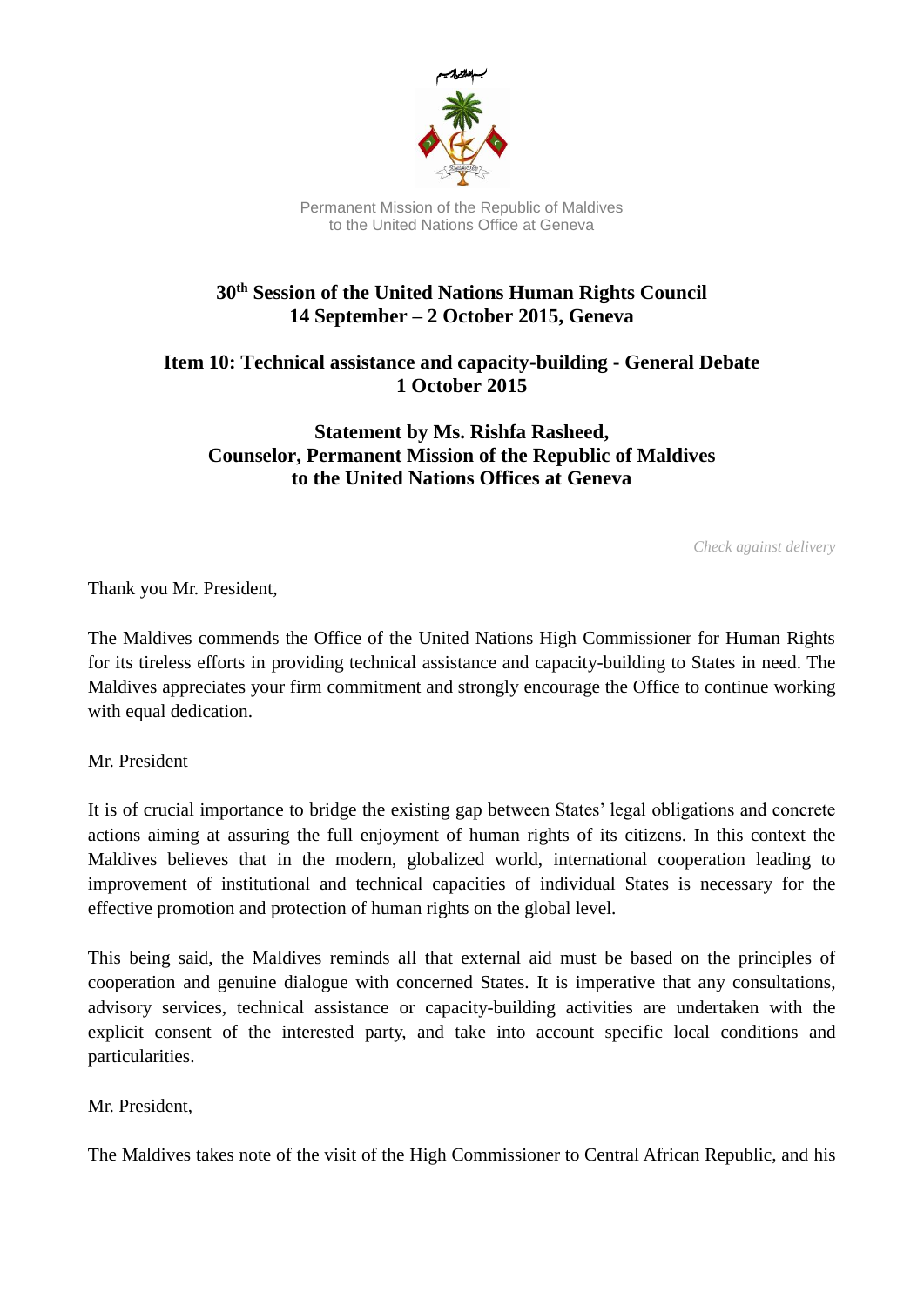بسم الله الرحمن الرحيم

Permanent Mission of the Republic of Maldives
to the United Nations Office at Geneva

**30th Session of the United Nations Human Rights Council**
**14 September – 2 October 2015, Geneva**

**Item 10: Technical assistance and capacity-building - General Debate**
**1 October 2015**

**Statement by Ms. Rishfa Rasheed,**
**Counselor, Permanent Mission of the Republic of Maldives**
**to the United Nations Offices at Geneva**

---

*Check against delivery*

Thank you Mr. President,

The Maldives commends the Office of the United Nations High Commissioner for Human Rights for its tireless efforts in providing technical assistance and capacity-building to States in need. The Maldives appreciates your firm commitment and strongly encourage the Office to continue working with equal dedication.

Mr. President

It is of crucial importance to bridge the existing gap between States' legal obligations and concrete actions aiming at assuring the full enjoyment of human rights of its citizens. In this context the Maldives believes that in the modern, globalized world, international cooperation leading to improvement of institutional and technical capacities of individual States is necessary for the effective promotion and protection of human rights on the global level.

This being said, the Maldives reminds all that external aid must be based on the principles of cooperation and genuine dialogue with concerned States. It is imperative that any consultations, advisory services, technical assistance or capacity-building activities are undertaken with the explicit consent of the interested party, and take into account specific local conditions and particularities.

Mr. President,

The Maldives takes note of the visit of the High Commissioner to Central African Republic, and his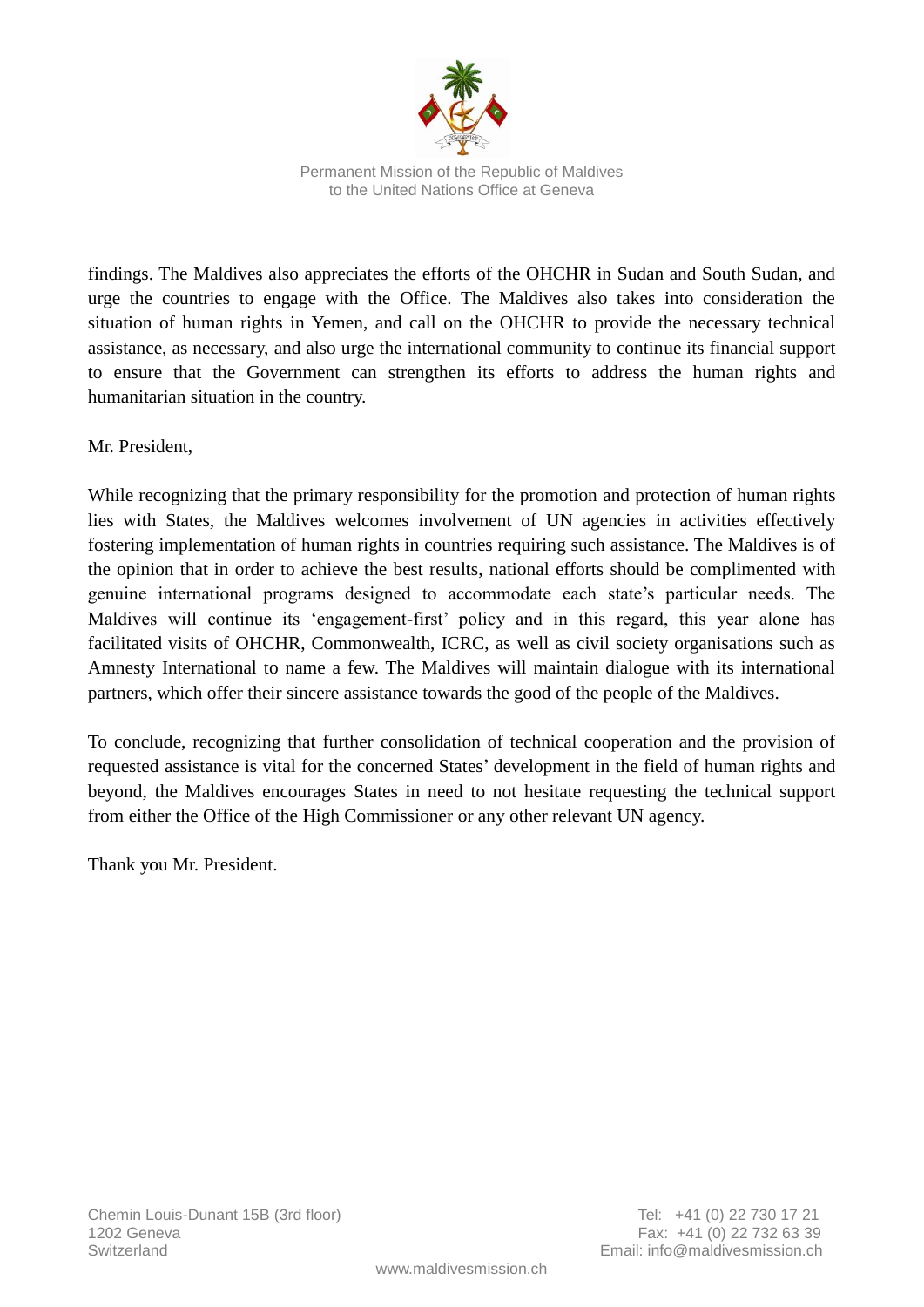findings. The Maldives also appreciates the efforts of the OHCHR in Sudan and South Sudan, and urge the countries to engage with the Office. The Maldives also takes into consideration the situation of human rights in Yemen, and call on the OHCHR to provide the necessary technical assistance, as necessary, and also urge the international community to continue its financial support to ensure that the Government can strengthen its efforts to address the human rights and humanitarian situation in the country.

Mr. President,

While recognizing that the primary responsibility for the promotion and protection of human rights lies with States, the Maldives welcomes involvement of UN agencies in activities effectively fostering implementation of human rights in countries requiring such assistance. The Maldives is of the opinion that in order to achieve the best results, national efforts should be complimented with genuine international programs designed to accommodate each state's particular needs. The Maldives will continue its 'engagement-first' policy and in this regard, this year alone has facilitated visits of OHCHR, Commonwealth, ICRC, as well as civil society organisations such as Amnesty International to name a few. The Maldives will maintain dialogue with its international partners, which offer their sincere assistance towards the good of the people of the Maldives.

To conclude, recognizing that further consolidation of technical cooperation and the provision of requested assistance is vital for the concerned States' development in the field of human rights and beyond, the Maldives encourages States in need to not hesitate requesting the technical support from either the Office of the High Commissioner or any other relevant UN agency.

Thank you Mr. President.